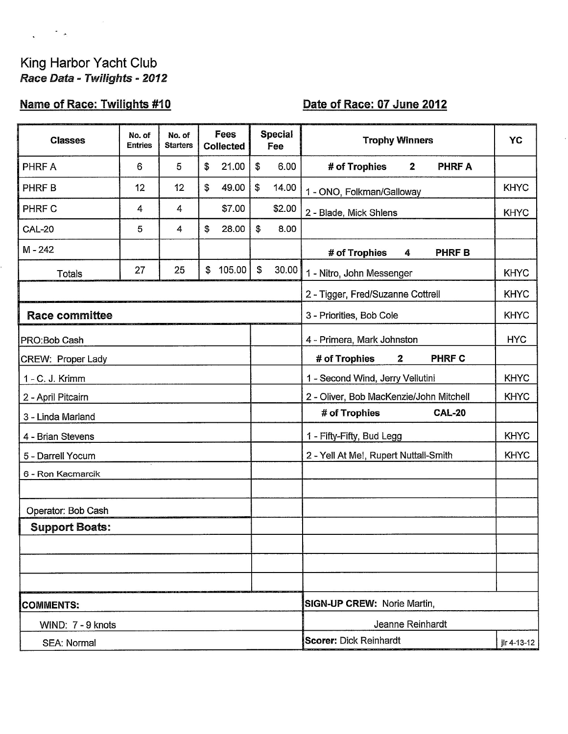King Harbor Yacht Club

***Race Data - Twilights - 2012***

**Name of Race: Twilights #10** **Date of Race: 07 June 2012**

| Classes | No. of Entries | No. of Starters | Fees Collected | Special Fee |
|---|---|---|---|---|
| PHRF A | 6 | 5 | $ 21.00 | $ 6.00 |
| PHRF B | 12 | 12 | $ 49.00 | $ 14.00 |
| PHRF C | 4 | 4 | $7.00 | $2.00 |
| CAL-20 | 5 | 4 | $ 28.00 | $ 8.00 |
| M - 242 | | | | |
| Totals | 27 | 25 | $ 105.00 | $ 30.00 |

| Trophy Winners | YC |
|---|---|
| **# of Trophies 2 PHRF A** | |
| 1 - ONO, Folkman/Galloway | KHYC |
| 2 - Blade, Mick Shlens | KHYC |
| | |
| **# of Trophies 4 PHRF B** | |
| 1 - Nitro, John Messenger | KHYC |
| 2 - Tigger, Fred/Suzanne Cottrell | KHYC |
| 3 - Priorities, Bob Cole | KHYC |
| 4 - Primera, Mark Johnston | HYC |
| **# of Trophies 2 PHRF C** | |
| 1 - Second Wind, Jerry Vellutini | KHYC |
| 2 - Oliver, Bob MacKenzie/John Mitchell | KHYC |
| **# of Trophies CAL-20** | |
| 1 - Fifty-Fifty, Bud Legg | KHYC |
| 2 - Yell At Me!, Rupert Nuttall-Smith | KHYC |

**Race committee**

PRO: Bob Cash

CREW: Proper Lady

1 - C. J. Krimm
2 - April Pitcairn
3 - Linda Marland
4 - Brian Stevens
5 - Darrell Yocum
6 - Ron Kacmarcik

Operator: Bob Cash

**Support Boats:**

**COMMENTS:**

WIND: 7 - 9 knots

SEA: Normal

**SIGN-UP CREW:** Norie Martin, Jeanne Reinhardt

**Scorer:** Dick Reinhardt

jlr 4-13-12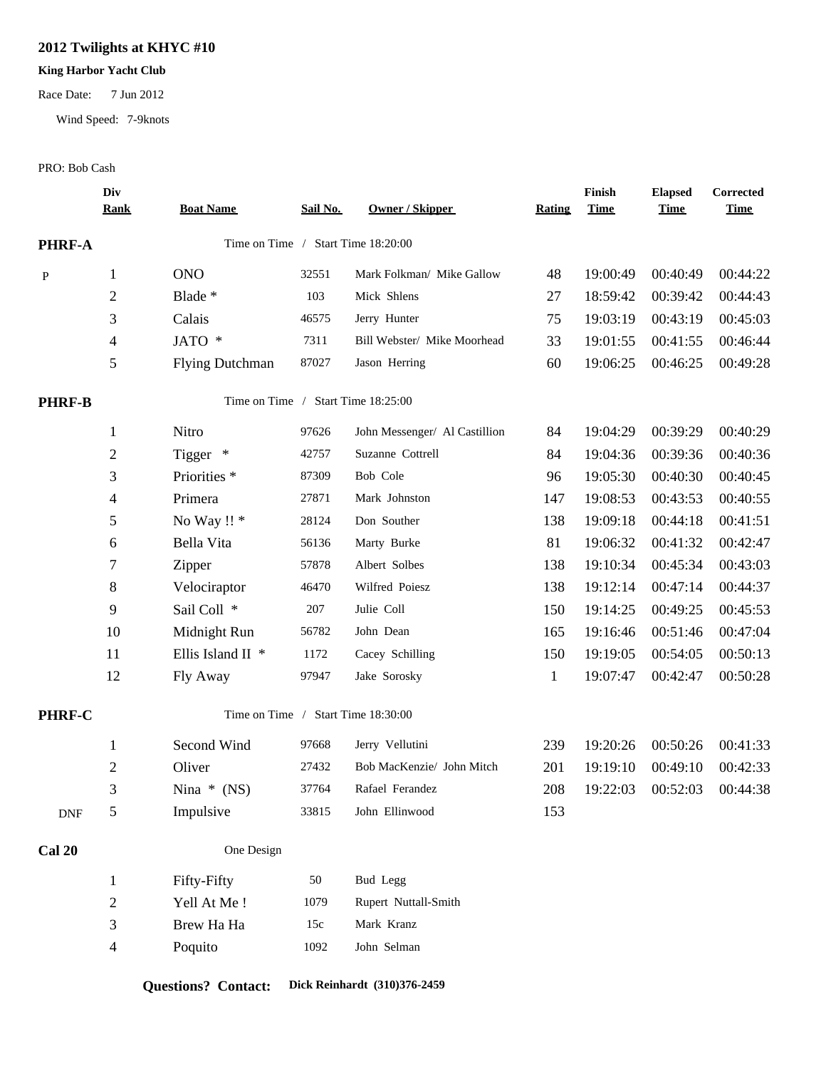# 2012 Twilights at KHYC #10

**King Harbor Yacht Club**

Race Date: 7 Jun 2012

Wind Speed: 7-9knots

PRO: Bob Cash

| | Div Rank | Boat Name | Sail No. | Owner / Skipper | Rating | Finish Time | Elapsed Time | Corrected Time |
|---|---|---|---|---|---|---|---|---|
| **PHRF-A** | | Time on Time / Start Time 18:20:00 | | | | | | |
| P | 1 | ONO | 32551 | Mark Folkman/ Mike Gallow | 48 | 19:00:49 | 00:40:49 | 00:44:22 |
| | 2 | Blade * | 103 | Mick Shlens | 27 | 18:59:42 | 00:39:42 | 00:44:43 |
| | 3 | Calais | 46575 | Jerry Hunter | 75 | 19:03:19 | 00:43:19 | 00:45:03 |
| | 4 | JATO * | 7311 | Bill Webster/ Mike Moorhead | 33 | 19:01:55 | 00:41:55 | 00:46:44 |
| | 5 | Flying Dutchman | 87027 | Jason Herring | 60 | 19:06:25 | 00:46:25 | 00:49:28 |
| **PHRF-B** | | Time on Time / Start Time 18:25:00 | | | | | | |
| | 1 | Nitro | 97626 | John Messenger/ Al Castillion | 84 | 19:04:29 | 00:39:29 | 00:40:29 |
| | 2 | Tigger * | 42757 | Suzanne Cottrell | 84 | 19:04:36 | 00:39:36 | 00:40:36 |
| | 3 | Priorities * | 87309 | Bob Cole | 96 | 19:05:30 | 00:40:30 | 00:40:45 |
| | 4 | Primera | 27871 | Mark Johnston | 147 | 19:08:53 | 00:43:53 | 00:40:55 |
| | 5 | No Way !! * | 28124 | Don Souther | 138 | 19:09:18 | 00:44:18 | 00:41:51 |
| | 6 | Bella Vita | 56136 | Marty Burke | 81 | 19:06:32 | 00:41:32 | 00:42:47 |
| | 7 | Zipper | 57878 | Albert Solbes | 138 | 19:10:34 | 00:45:34 | 00:43:03 |
| | 8 | Velociraptor | 46470 | Wilfred Poiesz | 138 | 19:12:14 | 00:47:14 | 00:44:37 |
| | 9 | Sail Coll * | 207 | Julie Coll | 150 | 19:14:25 | 00:49:25 | 00:45:53 |
| | 10 | Midnight Run | 56782 | John Dean | 165 | 19:16:46 | 00:51:46 | 00:47:04 |
| | 11 | Ellis Island II * | 1172 | Cacey Schilling | 150 | 19:19:05 | 00:54:05 | 00:50:13 |
| | 12 | Fly Away | 97947 | Jake Sorosky | 1 | 19:07:47 | 00:42:47 | 00:50:28 |
| **PHRF-C** | | Time on Time / Start Time 18:30:00 | | | | | | |
| | 1 | Second Wind | 97668 | Jerry Vellutini | 239 | 19:20:26 | 00:50:26 | 00:41:33 |
| | 2 | Oliver | 27432 | Bob MacKenzie/ John Mitch | 201 | 19:19:10 | 00:49:10 | 00:42:33 |
| | 3 | Nina * (NS) | 37764 | Rafael Ferandez | 208 | 19:22:03 | 00:52:03 | 00:44:38 |
| DNF | 5 | Impulsive | 33815 | John Ellinwood | 153 | | | |
| **Cal 20** | | One Design | | | | | | |
| | 1 | Fifty-Fifty | 50 | Bud Legg | | | | |
| | 2 | Yell At Me ! | 1079 | Rupert Nuttall-Smith | | | | |
| | 3 | Brew Ha Ha | 15c | Mark Kranz | | | | |
| | 4 | Poquito | 1092 | John Selman | | | | |

**Questions? Contact:** **Dick Reinhardt (310)376-2459**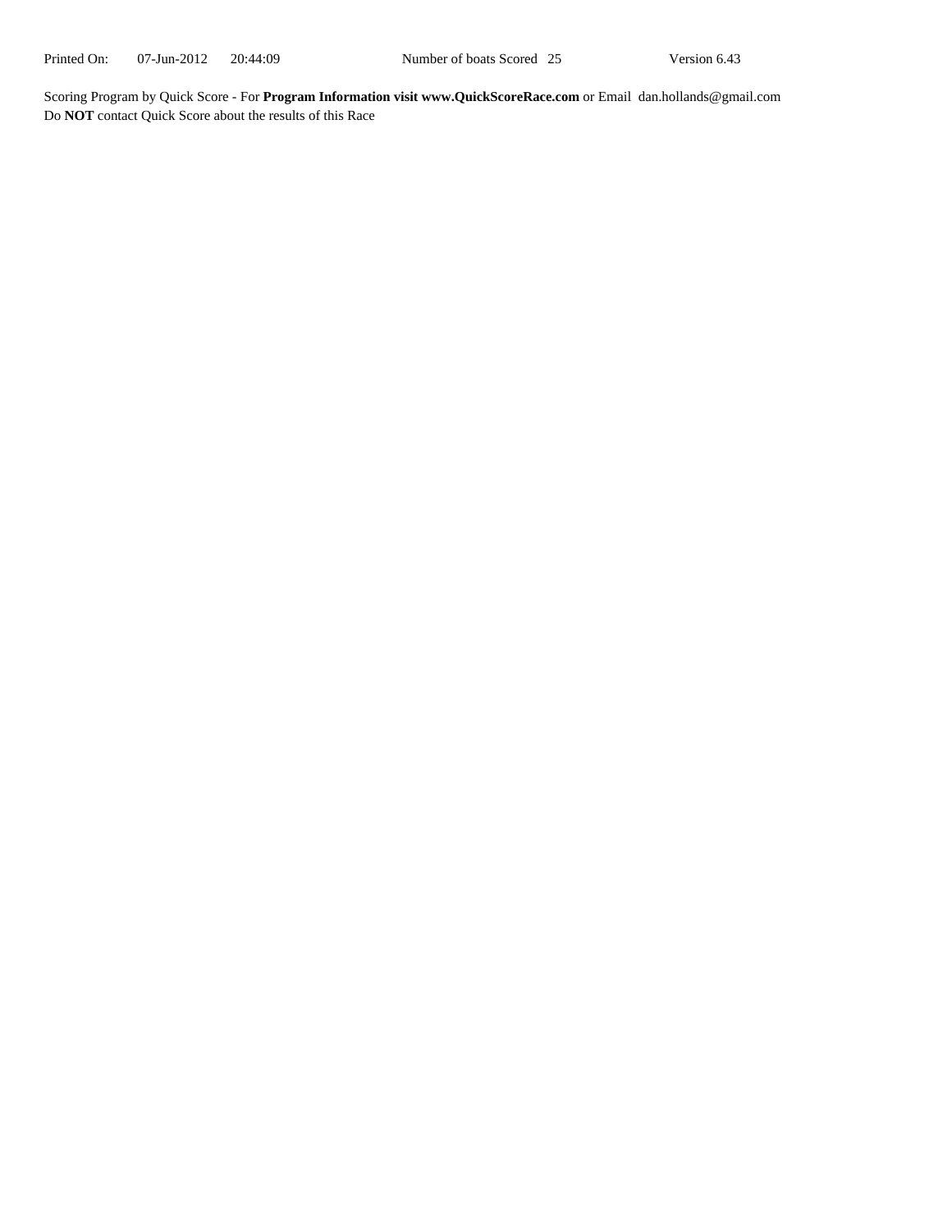Printed On: 07-Jun-2012 20:44:09 Number of boats Scored 25 Version 6.43

Scoring Program by Quick Score - For **Program Information visit www.QuickScoreRace.com** or Email dan.hollands@gmail.com
Do **NOT** contact Quick Score about the results of this Race